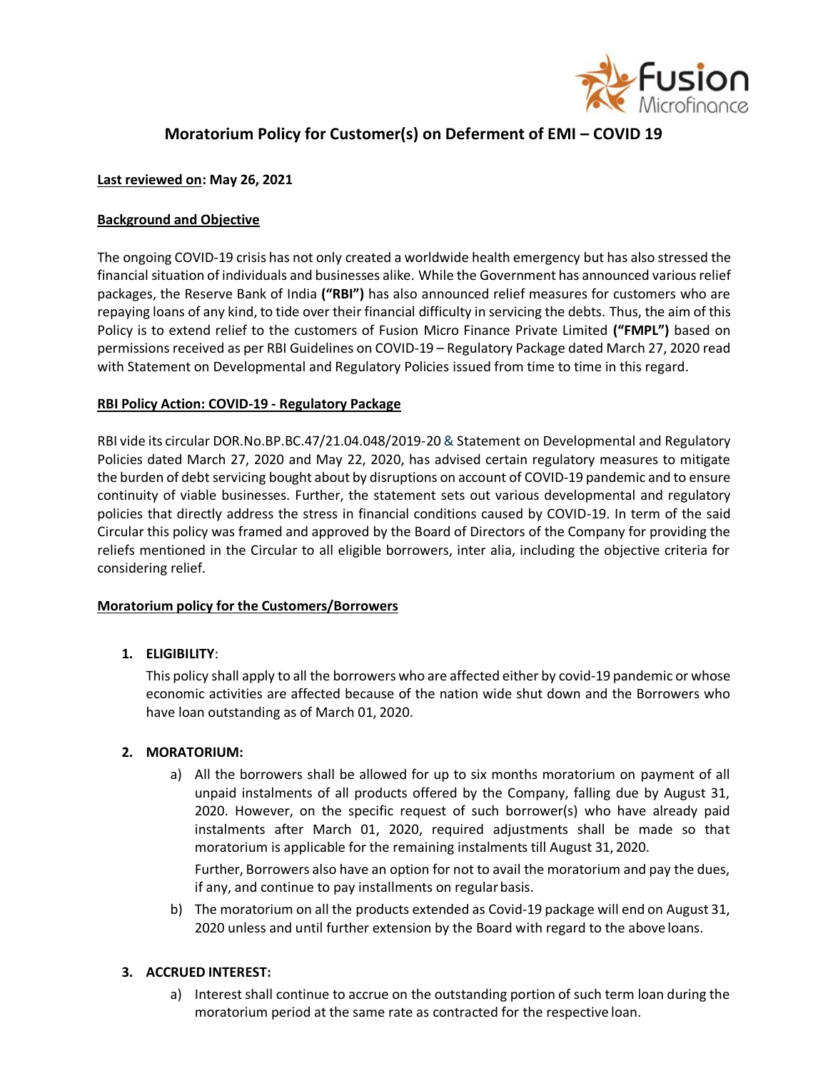# Moratorium Policy for Customer(s) on Deferment of EMI – COVID 19

**Last reviewed on: May 26, 2021**

**Background and Objective**

The ongoing COVID-19 crisis has not only created a worldwide health emergency but has also stressed the financial situation of individuals and businesses alike. While the Government has announced various relief packages, the Reserve Bank of India **("RBI")** has also announced relief measures for customers who are repaying loans of any kind, to tide over their financial difficulty in servicing the debts. Thus, the aim of this Policy is to extend relief to the customers of Fusion Micro Finance Private Limited **("FMPL")** based on permissions received as per RBI Guidelines on COVID-19 – Regulatory Package dated March 27, 2020 read with Statement on Developmental and Regulatory Policies issued from time to time in this regard.

**RBI Policy Action: COVID-19 - Regulatory Package**

RBI vide its circular DOR.No.BP.BC.47/21.04.048/2019-20 & Statement on Developmental and Regulatory Policies dated March 27, 2020 and May 22, 2020, has advised certain regulatory measures to mitigate the burden of debt servicing bought about by disruptions on account of COVID-19 pandemic and to ensure continuity of viable businesses. Further, the statement sets out various developmental and regulatory policies that directly address the stress in financial conditions caused by COVID-19. In term of the said Circular this policy was framed and approved by the Board of Directors of the Company for providing the reliefs mentioned in the Circular to all eligible borrowers, inter alia, including the objective criteria for considering relief.

**Moratorium policy for the Customers/Borrowers**

1. **ELIGIBILITY**:

   This policy shall apply to all the borrowers who are affected either by covid-19 pandemic or whose economic activities are affected because of the nation wide shut down and the Borrowers who have loan outstanding as of March 01, 2020.

2. **MORATORIUM:**

   a) All the borrowers shall be allowed for up to six months moratorium on payment of all unpaid instalments of all products offered by the Company, falling due by August 31, 2020. However, on the specific request of such borrower(s) who have already paid instalments after March 01, 2020, required adjustments shall be made so that moratorium is applicable for the remaining instalments till August 31, 2020.

      Further, Borrowers also have an option for not to avail the moratorium and pay the dues, if any, and continue to pay installments on regular basis.

   b) The moratorium on all the products extended as Covid-19 package will end on August 31, 2020 unless and until further extension by the Board with regard to the above loans.

3. **ACCRUED INTEREST:**

   a) Interest shall continue to accrue on the outstanding portion of such term loan during the moratorium period at the same rate as contracted for the respective loan.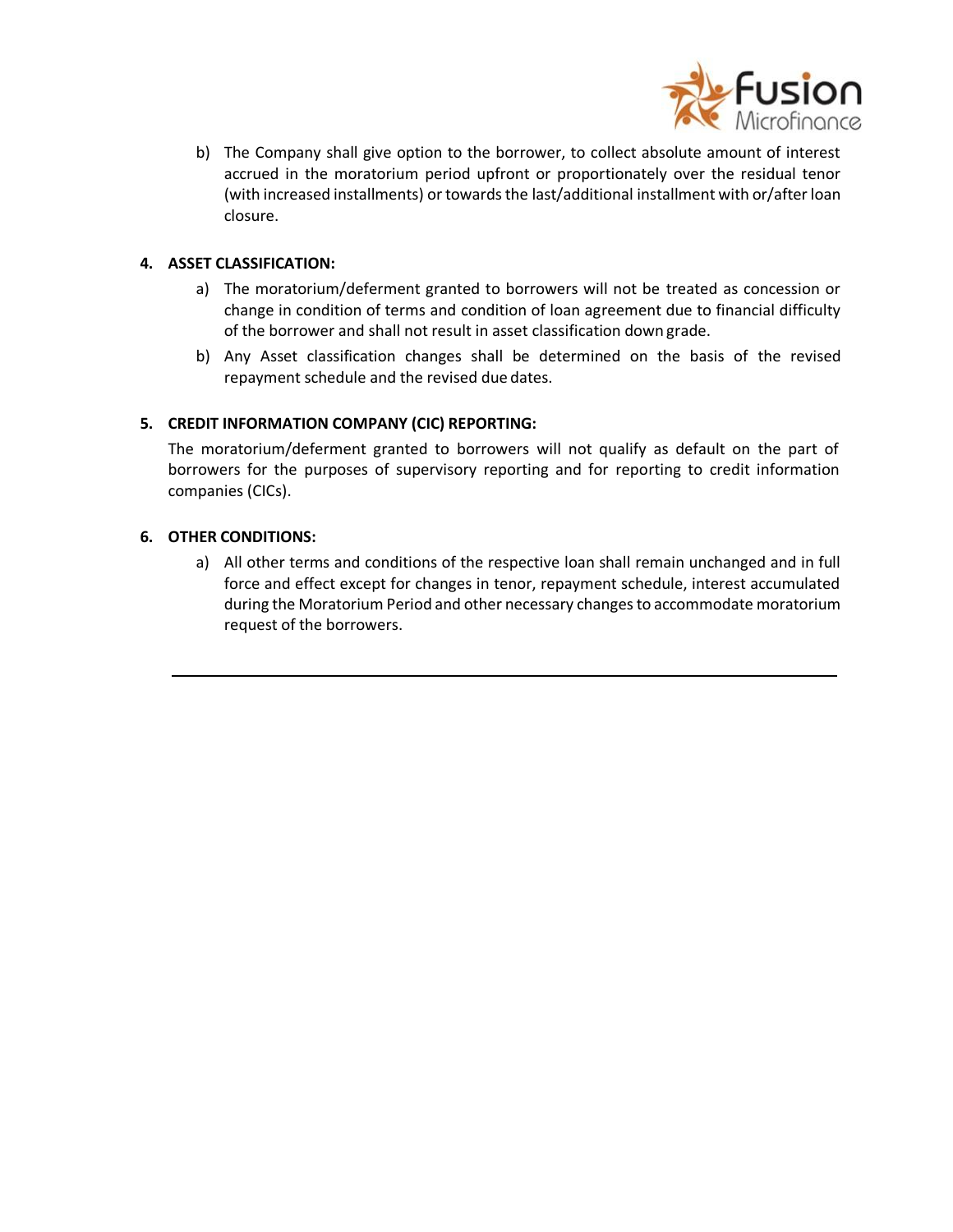b) The Company shall give option to the borrower, to collect absolute amount of interest accrued in the moratorium period upfront or proportionately over the residual tenor (with increased installments) or towards the last/additional installment with or/after loan closure.

**4. ASSET CLASSIFICATION:**

a) The moratorium/deferment granted to borrowers will not be treated as concession or change in condition of terms and condition of loan agreement due to financial difficulty of the borrower and shall not result in asset classification down grade.

b) Any Asset classification changes shall be determined on the basis of the revised repayment schedule and the revised due dates.

**5. CREDIT INFORMATION COMPANY (CIC) REPORTING:**

The moratorium/deferment granted to borrowers will not qualify as default on the part of borrowers for the purposes of supervisory reporting and for reporting to credit information companies (CICs).

**6. OTHER CONDITIONS:**

a) All other terms and conditions of the respective loan shall remain unchanged and in full force and effect except for changes in tenor, repayment schedule, interest accumulated during the Moratorium Period and other necessary changes to accommodate moratorium request of the borrowers.

---